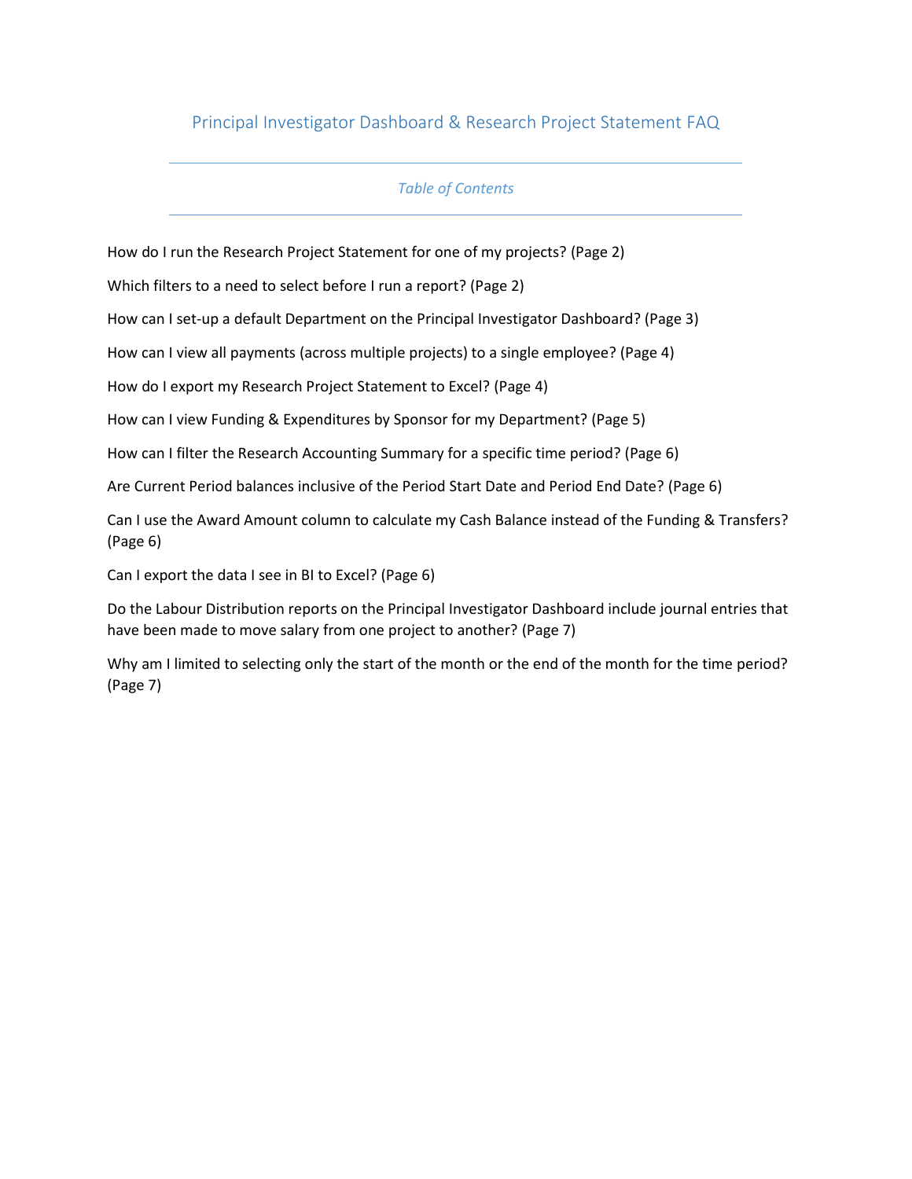# Principal Investigator Dashboard & Research Project Statement FAQ

---

*Table of Contents*

---

How do I run the Research Project Statement for one of my projects? (Page 2)

Which filters to a need to select before I run a report? (Page 2)

How can I set-up a default Department on the Principal Investigator Dashboard? (Page 3)

How can I view all payments (across multiple projects) to a single employee? (Page 4)

How do I export my Research Project Statement to Excel? (Page 4)

How can I view Funding & Expenditures by Sponsor for my Department? (Page 5)

How can I filter the Research Accounting Summary for a specific time period? (Page 6)

Are Current Period balances inclusive of the Period Start Date and Period End Date? (Page 6)

Can I use the Award Amount column to calculate my Cash Balance instead of the Funding & Transfers? (Page 6)

Can I export the data I see in BI to Excel? (Page 6)

Do the Labour Distribution reports on the Principal Investigator Dashboard include journal entries that have been made to move salary from one project to another? (Page 7)

Why am I limited to selecting only the start of the month or the end of the month for the time period? (Page 7)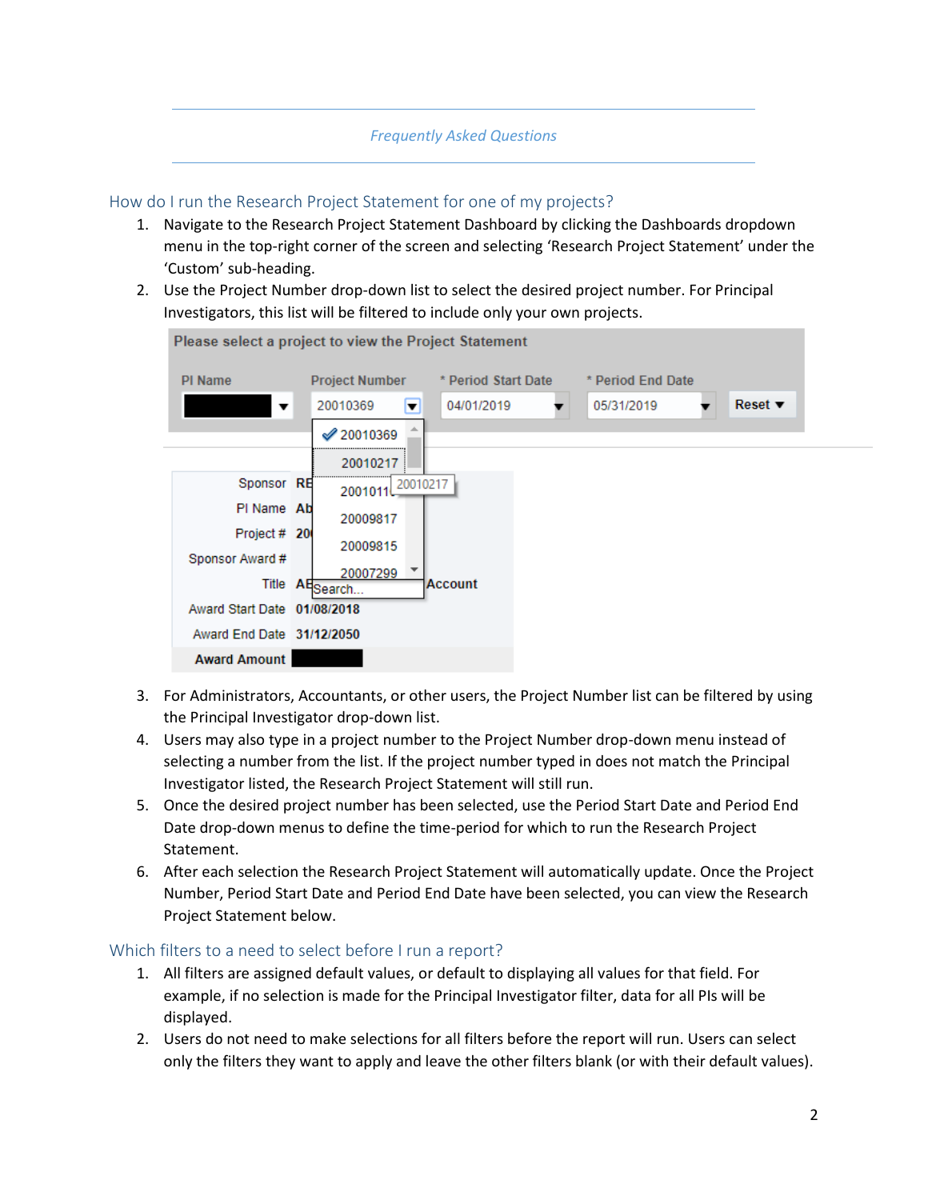*Frequently Asked Questions*

## How do I run the Research Project Statement for one of my projects?

1. Navigate to the Research Project Statement Dashboard by clicking the Dashboards dropdown menu in the top-right corner of the screen and selecting 'Research Project Statement' under the 'Custom' sub-heading.
2. Use the Project Number drop-down list to select the desired project number. For Principal Investigators, this list will be filtered to include only your own projects.
3. For Administrators, Accountants, or other users, the Project Number list can be filtered by using the Principal Investigator drop-down list.
4. Users may also type in a project number to the Project Number drop-down menu instead of selecting a number from the list. If the project number typed in does not match the Principal Investigator listed, the Research Project Statement will still run.
5. Once the desired project number has been selected, use the Period Start Date and Period End Date drop-down menus to define the time-period for which to run the Research Project Statement.
6. After each selection the Research Project Statement will automatically update. Once the Project Number, Period Start Date and Period End Date have been selected, you can view the Research Project Statement below.

## Which filters to a need to select before I run a report?

1. All filters are assigned default values, or default to displaying all values for that field. For example, if no selection is made for the Principal Investigator filter, data for all PIs will be displayed.
2. Users do not need to make selections for all filters before the report will run. Users can select only the filters they want to apply and leave the other filters blank (or with their default values).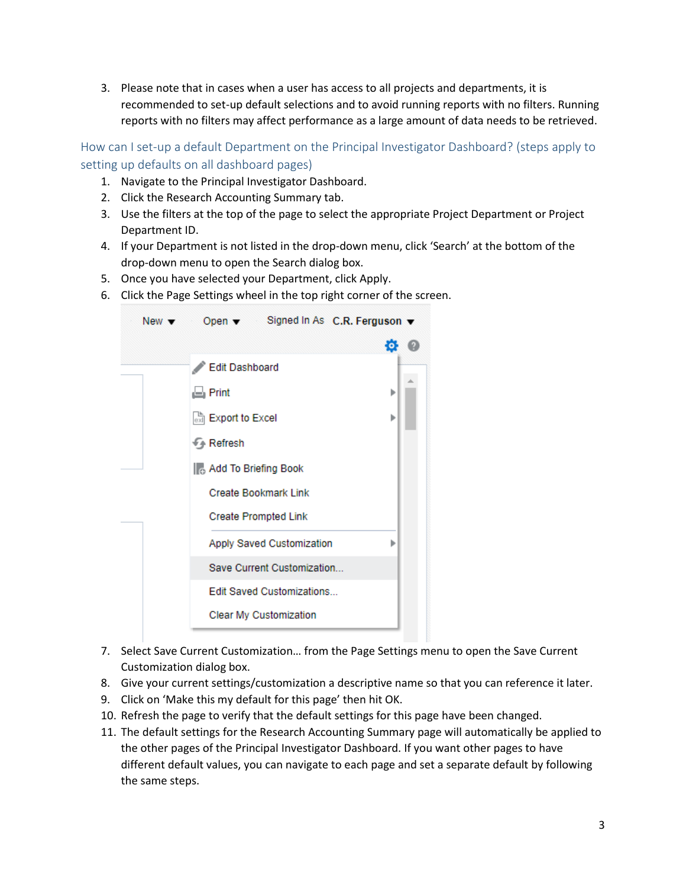3. Please note that in cases when a user has access to all projects and departments, it is recommended to set-up default selections and to avoid running reports with no filters. Running reports with no filters may affect performance as a large amount of data needs to be retrieved.

## How can I set-up a default Department on the Principal Investigator Dashboard? (steps apply to setting up defaults on all dashboard pages)

1. Navigate to the Principal Investigator Dashboard.
2. Click the Research Accounting Summary tab.
3. Use the filters at the top of the page to select the appropriate Project Department or Project Department ID.
4. If your Department is not listed in the drop-down menu, click 'Search' at the bottom of the drop-down menu to open the Search dialog box.
5. Once you have selected your Department, click Apply.
6. Click the Page Settings wheel in the top right corner of the screen.
7. Select Save Current Customization… from the Page Settings menu to open the Save Current Customization dialog box.
8. Give your current settings/customization a descriptive name so that you can reference it later.
9. Click on 'Make this my default for this page' then hit OK.
10. Refresh the page to verify that the default settings for this page have been changed.
11. The default settings for the Research Accounting Summary page will automatically be applied to the other pages of the Principal Investigator Dashboard. If you want other pages to have different default values, you can navigate to each page and set a separate default by following the same steps.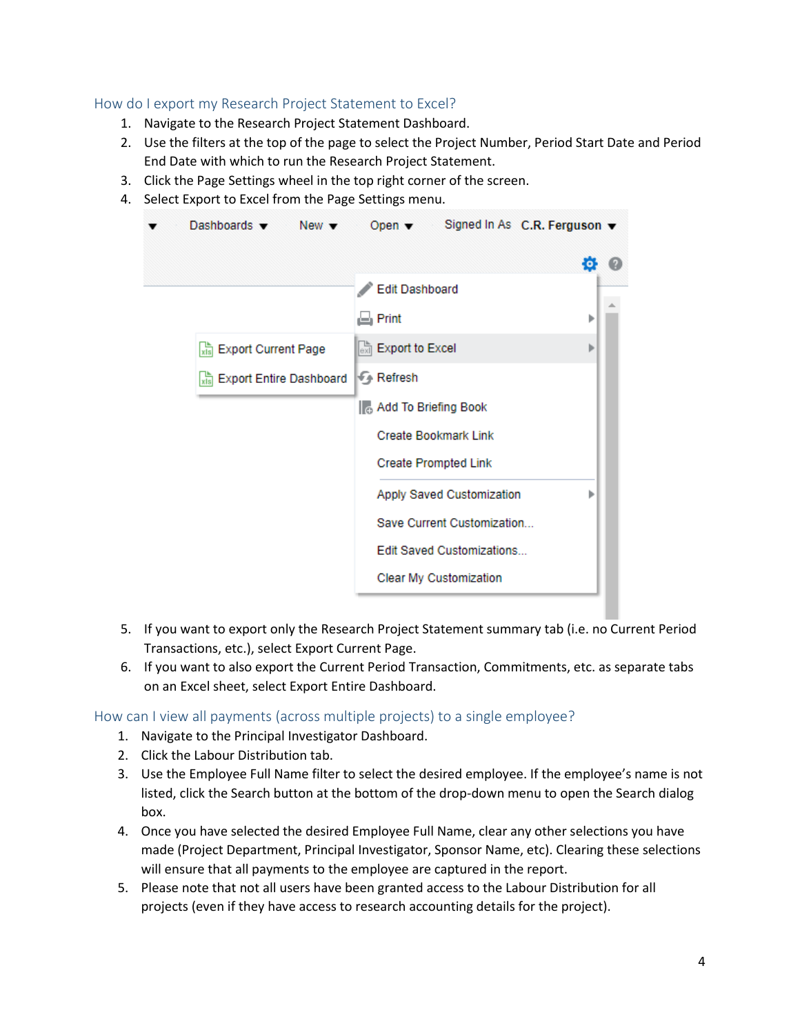## How do I export my Research Project Statement to Excel?

1. Navigate to the Research Project Statement Dashboard.
2. Use the filters at the top of the page to select the Project Number, Period Start Date and Period End Date with which to run the Research Project Statement.
3. Click the Page Settings wheel in the top right corner of the screen.
4. Select Export to Excel from the Page Settings menu.
5. If you want to export only the Research Project Statement summary tab (i.e. no Current Period Transactions, etc.), select Export Current Page.
6. If you want to also export the Current Period Transaction, Commitments, etc. as separate tabs on an Excel sheet, select Export Entire Dashboard.

## How can I view all payments (across multiple projects) to a single employee?

1. Navigate to the Principal Investigator Dashboard.
2. Click the Labour Distribution tab.
3. Use the Employee Full Name filter to select the desired employee. If the employee's name is not listed, click the Search button at the bottom of the drop-down menu to open the Search dialog box.
4. Once you have selected the desired Employee Full Name, clear any other selections you have made (Project Department, Principal Investigator, Sponsor Name, etc). Clearing these selections will ensure that all payments to the employee are captured in the report.
5. Please note that not all users have been granted access to the Labour Distribution for all projects (even if they have access to research accounting details for the project).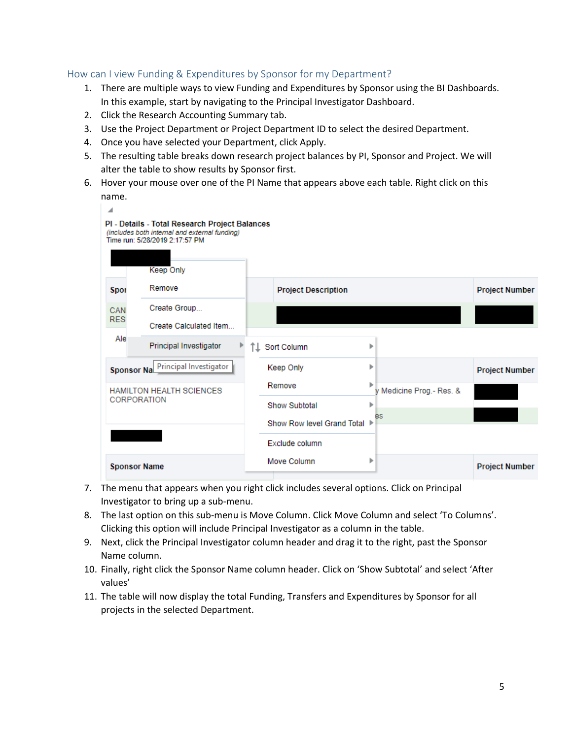## How can I view Funding & Expenditures by Sponsor for my Department?

1. There are multiple ways to view Funding and Expenditures by Sponsor using the BI Dashboards. In this example, start by navigating to the Principal Investigator Dashboard.
2. Click the Research Accounting Summary tab.
3. Use the Project Department or Project Department ID to select the desired Department.
4. Once you have selected your Department, click Apply.
5. The resulting table breaks down research project balances by PI, Sponsor and Project. We will alter the table to show results by Sponsor first.
6. Hover your mouse over one of the PI Name that appears above each table. Right click on this name.
7. The menu that appears when you right click includes several options. Click on Principal Investigator to bring up a sub-menu.
8. The last option on this sub-menu is Move Column. Click Move Column and select 'To Columns'. Clicking this option will include Principal Investigator as a column in the table.
9. Next, click the Principal Investigator column header and drag it to the right, past the Sponsor Name column.
10. Finally, right click the Sponsor Name column header. Click on 'Show Subtotal' and select 'After values'
11. The table will now display the total Funding, Transfers and Expenditures by Sponsor for all projects in the selected Department.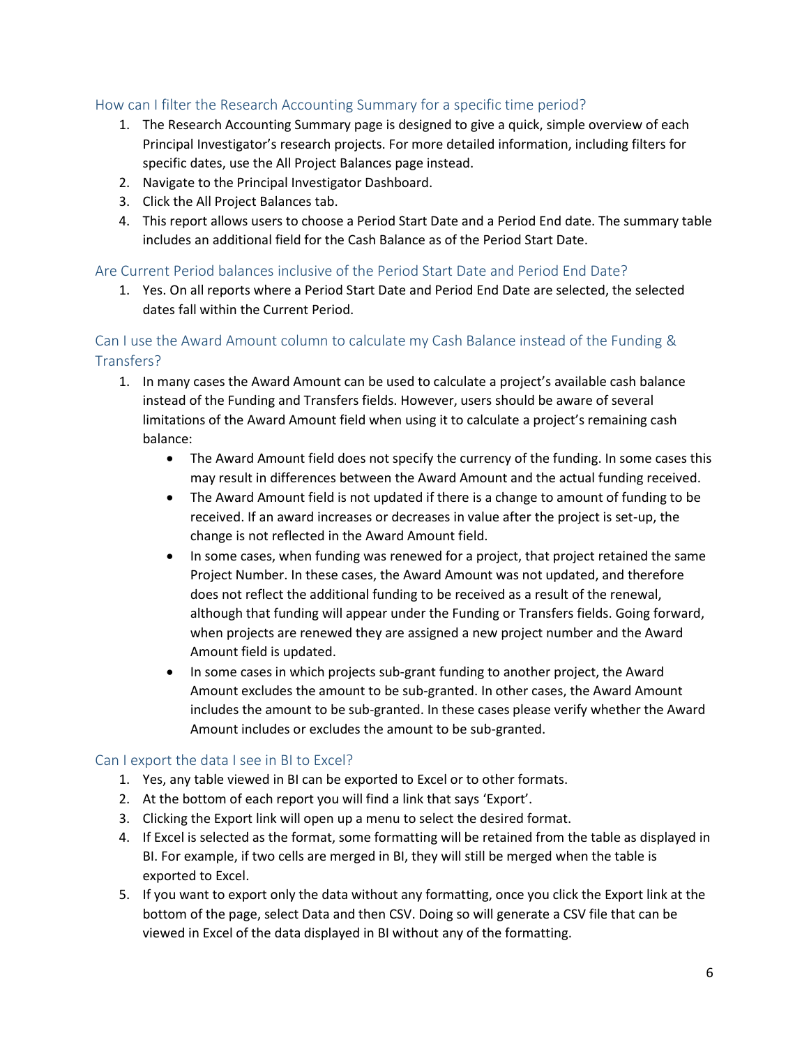## How can I filter the Research Accounting Summary for a specific time period?

1. The Research Accounting Summary page is designed to give a quick, simple overview of each Principal Investigator's research projects. For more detailed information, including filters for specific dates, use the All Project Balances page instead.
2. Navigate to the Principal Investigator Dashboard.
3. Click the All Project Balances tab.
4. This report allows users to choose a Period Start Date and a Period End date. The summary table includes an additional field for the Cash Balance as of the Period Start Date.

## Are Current Period balances inclusive of the Period Start Date and Period End Date?

1. Yes. On all reports where a Period Start Date and Period End Date are selected, the selected dates fall within the Current Period.

## Can I use the Award Amount column to calculate my Cash Balance instead of the Funding & Transfers?

1. In many cases the Award Amount can be used to calculate a project's available cash balance instead of the Funding and Transfers fields. However, users should be aware of several limitations of the Award Amount field when using it to calculate a project's remaining cash balance:
   - The Award Amount field does not specify the currency of the funding. In some cases this may result in differences between the Award Amount and the actual funding received.
   - The Award Amount field is not updated if there is a change to amount of funding to be received. If an award increases or decreases in value after the project is set-up, the change is not reflected in the Award Amount field.
   - In some cases, when funding was renewed for a project, that project retained the same Project Number. In these cases, the Award Amount was not updated, and therefore does not reflect the additional funding to be received as a result of the renewal, although that funding will appear under the Funding or Transfers fields. Going forward, when projects are renewed they are assigned a new project number and the Award Amount field is updated.
   - In some cases in which projects sub-grant funding to another project, the Award Amount excludes the amount to be sub-granted. In other cases, the Award Amount includes the amount to be sub-granted. In these cases please verify whether the Award Amount includes or excludes the amount to be sub-granted.

## Can I export the data I see in BI to Excel?

1. Yes, any table viewed in BI can be exported to Excel or to other formats.
2. At the bottom of each report you will find a link that says 'Export'.
3. Clicking the Export link will open up a menu to select the desired format.
4. If Excel is selected as the format, some formatting will be retained from the table as displayed in BI. For example, if two cells are merged in BI, they will still be merged when the table is exported to Excel.
5. If you want to export only the data without any formatting, once you click the Export link at the bottom of the page, select Data and then CSV. Doing so will generate a CSV file that can be viewed in Excel of the data displayed in BI without any of the formatting.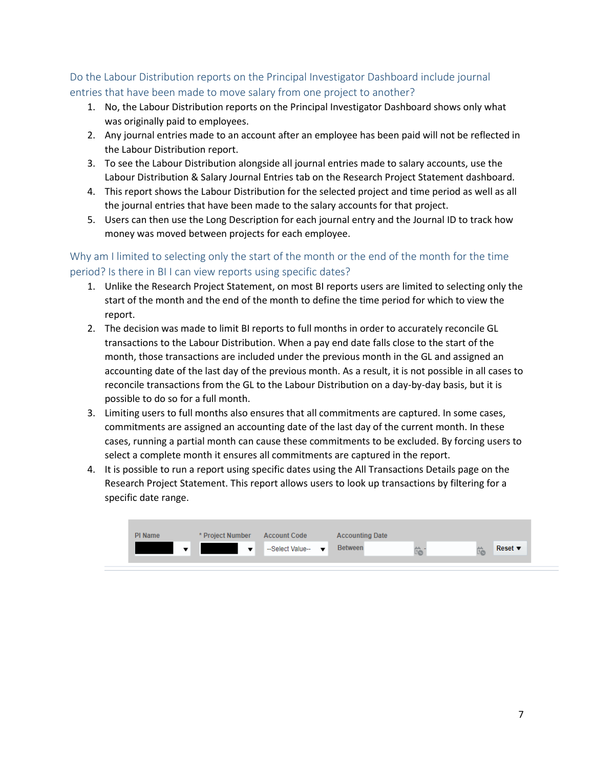## Do the Labour Distribution reports on the Principal Investigator Dashboard include journal entries that have been made to move salary from one project to another?

1. No, the Labour Distribution reports on the Principal Investigator Dashboard shows only what was originally paid to employees.
2. Any journal entries made to an account after an employee has been paid will not be reflected in the Labour Distribution report.
3. To see the Labour Distribution alongside all journal entries made to salary accounts, use the Labour Distribution & Salary Journal Entries tab on the Research Project Statement dashboard.
4. This report shows the Labour Distribution for the selected project and time period as well as all the journal entries that have been made to the salary accounts for that project.
5. Users can then use the Long Description for each journal entry and the Journal ID to track how money was moved between projects for each employee.

## Why am I limited to selecting only the start of the month or the end of the month for the time period? Is there in BI I can view reports using specific dates?

1. Unlike the Research Project Statement, on most BI reports users are limited to selecting only the start of the month and the end of the month to define the time period for which to view the report.
2. The decision was made to limit BI reports to full months in order to accurately reconcile GL transactions to the Labour Distribution. When a pay end date falls close to the start of the month, those transactions are included under the previous month in the GL and assigned an accounting date of the last day of the previous month. As a result, it is not possible in all cases to reconcile transactions from the GL to the Labour Distribution on a day-by-day basis, but it is possible to do so for a full month.
3. Limiting users to full months also ensures that all commitments are captured. In some cases, commitments are assigned an accounting date of the last day of the current month. In these cases, running a partial month can cause these commitments to be excluded. By forcing users to select a complete month it ensures all commitments are captured in the report.
4. It is possible to run a report using specific dates using the All Transactions Details page on the Research Project Statement. This report allows users to look up transactions by filtering for a specific date range.

PI Name
* Project Number
Account Code
--Select Value--
Accounting Date
Between
Reset